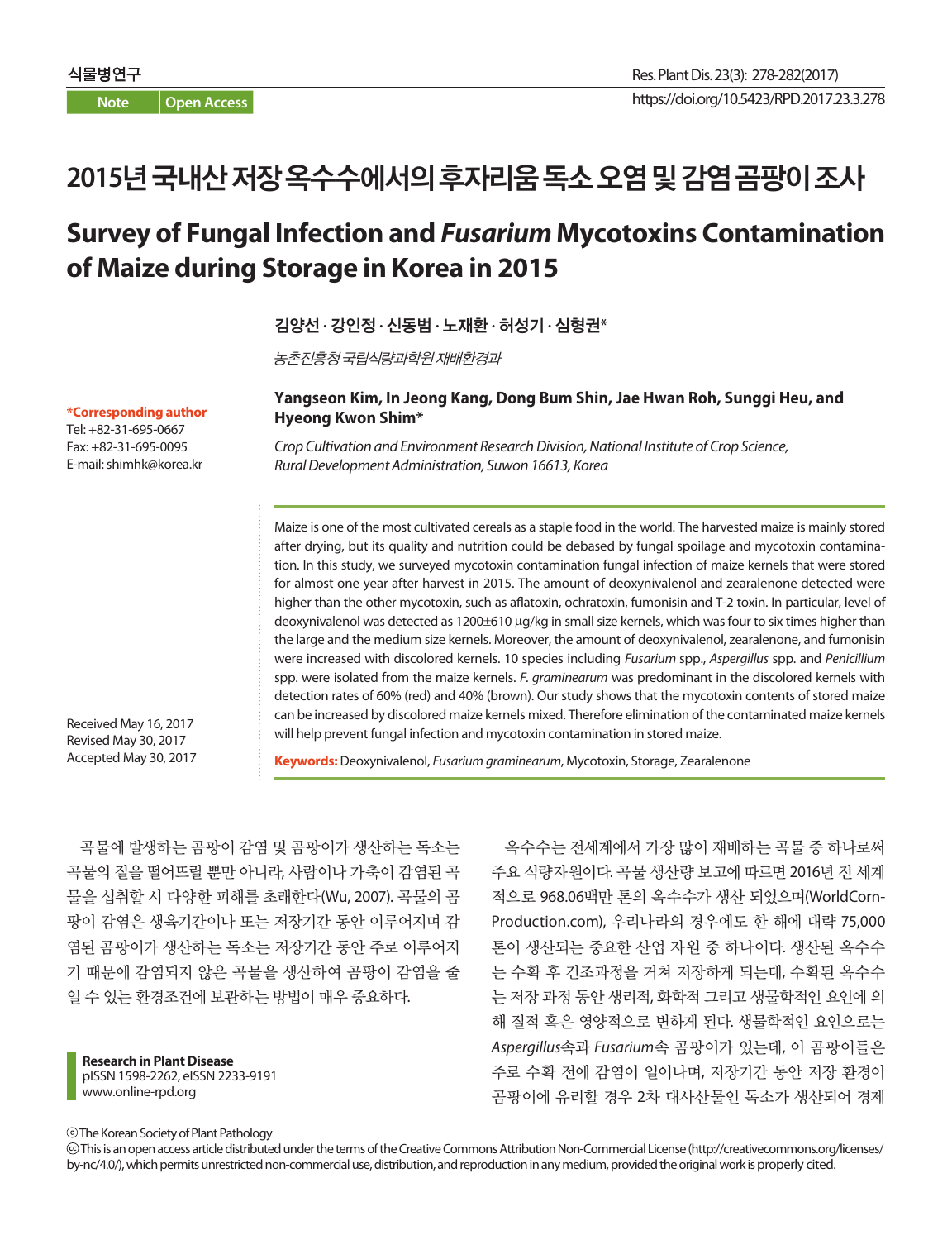Note | Open Access

# 2015년 국내산 저장 옥수수에서의 후자리움 독소 오염 및 감염 곰팡이 조사

# Survey of Fungal Infection and *Fusarium* Mycotoxins Contamination of Maize during Storage in Korea in 2015

김양선 · 강인정 · 신동범 · 노재환 · 허성기 · 심형권*

*농촌진흥청 국립식량과학원 재배환경과*

**Yangseon Kim, In Jeong Kang, Dong Bum Shin, Jae Hwan Roh, Sunggi Heu, and Hyeong Kwon Shim***

*Crop Cultivation and Environment Research Division, National Institute of Crop Science, Rural Development Administration, Suwon 16613, Korea*

***Corresponding author**
Tel: +82-31-695-0667
Fax: +82-31-695-0095
E-mail: shimhk@korea.kr

Received May 16, 2017
Revised May 30, 2017
Accepted May 30, 2017

Maize is one of the most cultivated cereals as a staple food in the world. The harvested maize is mainly stored after drying, but its quality and nutrition could be debased by fungal spoilage and mycotoxin contamination. In this study, we surveyed mycotoxin contamination fungal infection of maize kernels that were stored for almost one year after harvest in 2015. The amount of deoxynivalenol and zearalenone detected were higher than the other mycotoxin, such as aflatoxin, ochratoxin, fumonisin and T-2 toxin. In particular, level of deoxynivalenol was detected as 1200±610 μg/kg in small size kernels, which was four to six times higher than the large and the medium size kernels. Moreover, the amount of deoxynivalenol, zearalenone, and fumonisin were increased with discolored kernels. 10 species including *Fusarium* spp., *Aspergillus* spp. and *Penicillium* spp. were isolated from the maize kernels. *F. graminearum* was predominant in the discolored kernels with detection rates of 60% (red) and 40% (brown). Our study shows that the mycotoxin contents of stored maize can be increased by discolored maize kernels mixed. Therefore elimination of the contaminated maize kernels will help prevent fungal infection and mycotoxin contamination in stored maize.

**Keywords:** Deoxynivalenol, *Fusarium graminearum*, Mycotoxin, Storage, Zearalenone

곡물에 발생하는 곰팡이 감염 및 곰팡이가 생산하는 독소는 곡물의 질을 떨어뜨릴 뿐만 아니라, 사람이나 가축이 감염된 곡물을 섭취할 시 다양한 피해를 초래한다(Wu, 2007). 곡물의 곰팡이 감염은 생육기간이나 또는 저장기간 동안 이루어지며 감염된 곰팡이가 생산하는 독소는 저장기간 동안 주로 이루어지기 때문에 감염되지 않은 곡물을 생산하여 곰팡이 감염을 줄일 수 있는 환경조건에 보관하는 방법이 매우 중요하다.

옥수수는 전세계에서 가장 많이 재배하는 곡물 중 하나로써 주요 식량자원이다. 곡물 생산량 보고에 따르면 2016년 전 세계적으로 968.06백만 톤의 옥수수가 생산 되었으며(WorldCornProduction.com), 우리나라의 경우에도 한 해에 대략 75,000톤이 생산되는 중요한 산업 자원 중 하나이다. 생산된 옥수수는 수확 후 건조과정을 거쳐 저장하게 되는데, 수확된 옥수수는 저장 과정 동안 생리적, 화학적 그리고 생물학적인 요인에 의해 질적 혹은 영양적으로 변하게 된다. 생물학적인 요인으로는 *Aspergillus*속과 *Fusarium*속 곰팡이가 있는데, 이 곰팡이들은 주로 수확 전에 감염이 일어나며, 저장기간 동안 저장 환경이 곰팡이에 유리할 경우 2차 대사산물인 독소가 생산되어 경제

Research in Plant Disease
pISSN 1598-2262, eISSN 2233-9191
www.online-rpd.org

© The Korean Society of Plant Pathology
This is an open access article distributed under the terms of the Creative Commons Attribution Non-Commercial License (http://creativecommons.org/licenses/by-nc/4.0/), which permits unrestricted non-commercial use, distribution, and reproduction in any medium, provided the original work is properly cited.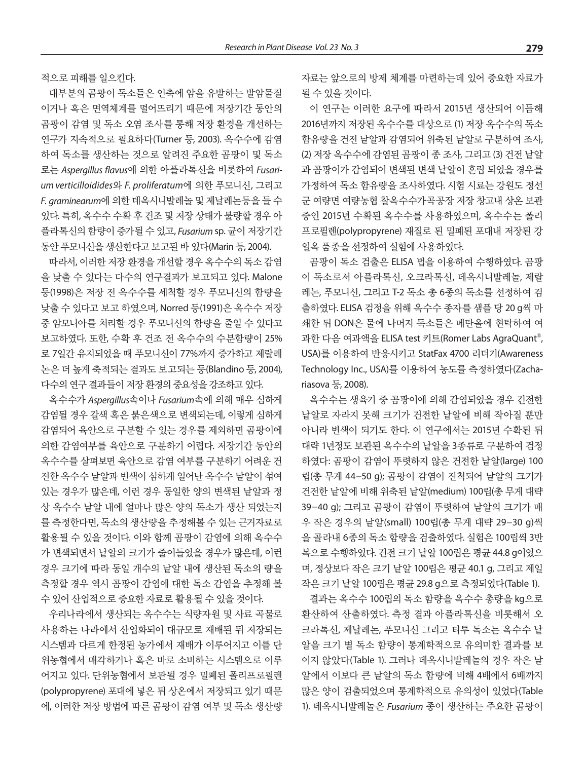적으로 피해를 일으킨다.

대부분의 곰팡이 독소들은 인축에 암을 유발하는 발암물질이거나 혹은 면역체계를 떨어뜨리기 때문에 저장기간 동안의 곰팡이 감염 및 독소 오염 조사를 통해 저장 환경을 개선하는 연구가 지속적으로 필요하다(Turner 등, 2003). 옥수수에 감염하여 독소를 생산하는 것으로 알려진 주요한 곰팡이 및 독소로는 *Aspergillus flavus*에 의한 아플라톡신을 비롯하여 *Fusarium verticilloidides*와 *F. proliferatum*에 의한 푸모니신, 그리고 *F. graminearum*에 의한 데옥시니발레놀 및 제랄레논등을 들 수 있다. 특히, 옥수수 수확 후 건조 및 저장 상태가 불량할 경우 아플라톡신의 함량이 증가될 수 있고, *Fusarium* sp. 균이 저장기간 동안 푸모니신을 생산한다고 보고된 바 있다(Marin 등, 2004).

따라서, 이러한 저장 환경을 개선할 경우 옥수수의 독소 감염을 낮출 수 있다는 다수의 연구결과가 보고되고 있다. Malone 등(1998)은 저장 전 옥수수를 세척할 경우 푸모니신의 함량을 낮출 수 있다고 보고 하였으며, Norred 등(1991)은 옥수수 저장 중 암모니아를 처리할 경우 푸모니신의 함량을 줄일 수 있다고 보고하였다. 또한, 수확 후 건조 전 옥수수의 수분함량이 25%로 7일간 유지되었을 때 푸모니신이 77%까지 증가하고 제랄레논은 더 높게 축적되는 결과도 보고되는 등(Blandino 등, 2004), 다수의 연구 결과들이 저장 환경의 중요성을 강조하고 있다.

옥수수가 *Aspergillus*속이나 *Fusarium*속에 의해 매우 심하게 감염될 경우 갈색 혹은 붉은색으로 변색되는데, 이렇게 심하게 감염되어 육안으로 구분할 수 있는 경우를 제외하면 곰팡이에 의한 감염여부를 육안으로 구분하기 어렵다. 저장기간 동안의 옥수수를 살펴보면 육안으로 감염 여부를 구분하기 어려운 건전한 옥수수 낱알과 변색이 심하게 일어난 옥수수 낱알이 섞여 있는 경우가 많은데, 이런 경우 동일한 양의 변색된 낱알과 정상 옥수수 낱알 내에 얼마나 많은 양의 독소가 생산 되었는지를 측정한다면, 독소의 생산량을 추정해볼 수 있는 근거자료로 활용될 수 있을 것이다. 이와 함께 곰팡이 감염에 의해 옥수수가 변색되면서 낱알의 크기가 줄어들었을 경우가 많은데, 이런 경우 크기에 따라 동일 개수의 낱알 내에 생산된 독소의 량을 측정할 경우 역시 곰팡이 감염에 대한 독소 감염을 추정해 볼 수 있어 산업적으로 중요한 자료로 활용될 수 있을 것이다.

우리나라에서 생산되는 옥수수는 식량자원 및 사료 곡물로 사용하는 나라에서 산업화되어 대규모로 재배된 뒤 저장되는 시스템과 다르게 한정된 농가에서 재배가 이루어지고 이를 단위농협에서 매각하거나 혹은 바로 소비하는 시스템으로 이루어지고 있다. 단위농협에서 보관될 경우 밀폐된 폴리프로필렌(polypropyrene) 포대에 넣은 뒤 상온에서 저장되고 있기 때문에, 이러한 저장 방법에 따른 곰팡이 감염 여부 및 독소 생산량 자료는 앞으로의 방제 체계를 마련하는데 있어 중요한 자료가 될 수 있을 것이다.

이 연구는 이러한 요구에 따라서 2015년 생산되어 이듬해 2016년까지 저장된 옥수수를 대상으로 (1) 저장 옥수수의 독소 함유량을 건전 낱알과 감염되어 위축된 낱알로 구분하여 조사, (2) 저장 옥수수에 감염된 곰팡이 종 조사, 그리고 (3) 건전 낱알과 곰팡이가 감염되어 변색된 변색 낱알이 혼합 되었을 경우를 가정하여 독소 함유량을 조사하였다. 시험 시료는 강원도 정선군 여량면 여량농협 찰옥수수가곡공장 저장 창고내 상온 보관 중인 2015년 수확된 옥수수를 사용하였으며, 옥수수는 폴리프로필렌(polypropyrene) 재질로 된 밀폐된 포대내 저장된 강일옥 품종을 선정하여 실험에 사용하였다.

곰팡이 독소 검출은 ELISA 법을 이용하여 수행하였다. 곰팡이 독소로서 아플라톡신, 오크라톡신, 데옥시니발레놀, 제랄레논, 푸모니신, 그리고 T-2 독소 총 6종의 독소를 선정하여 검출하였다. ELISA 검정을 위해 옥수수 종자를 샘플 당 20 g씩 마쇄한 뒤 DON은 물에 나머지 독소들은 메탄올에 현탁하여 여과한 다음 여과액을 ELISA test 키트(Romer Labs AgraQuant®, USA)를 이용하여 반응시키고 StatFax 4700 리더기(Awareness Technology Inc., USA)를 이용하여 농도를 측정하였다(Zachariasova 등, 2008).

옥수수는 생육기 중 곰팡이에 의해 감염되었을 경우 건전한 낱알로 자라지 못해 크기가 건전한 낱알에 비해 작아질 뿐만 아니라 변색이 되기도 한다. 이 연구에서는 2015년 수확된 뒤 대략 1년정도 보관된 옥수수의 낱알을 3종류로 구분하여 검정하였다: 곰팡이 감염이 뚜렷하지 않은 건전한 낱알(large) 100립(총 무게 44–50 g); 곰팡이 감염이 진척되어 낱알의 크기가 건전한 낱알에 비해 위축된 낱알(medium) 100립(총 무게 대략 39–40 g); 그리고 곰팡이 감염이 뚜렷하여 낱알의 크기가 매우 작은 경우의 낱알(small) 100립(총 무게 대략 29–30 g)씩을 골라내 6종의 독소 함량을 검출하였다. 실험은 100립씩 3반복으로 수행하였다. 건전 크기 낱알 100립은 평균 44.8 g이었으며, 정상보다 작은 크기 낱알 100립은 평균 40.1 g, 그리고 제일 작은 크기 낱알 100립은 평균 29.8 g으로 측정되었다(Table 1).

결과는 옥수수 100립의 독소 함량을 옥수수 총량을 kg으로 환산하여 산출하였다. 측정 결과 아플라톡신을 비롯해서 오크라톡신, 제날레논, 푸모니신 그리고 티투 독소는 옥수수 낱알을 크기 별 독소 함량이 통계학적으로 유의미한 결과를 보이지 않았다(Table 1). 그러나 데옥시니발레놀의 경우 작은 낱알에서 이보다 큰 낱알의 독소 함량에 비해 4배에서 6배까지 많은 양이 검출되었으며 통계학적으로 유의성이 있었다(Table 1). 데옥시니발레놀은 *Fusarium* 종이 생산하는 주요한 곰팡이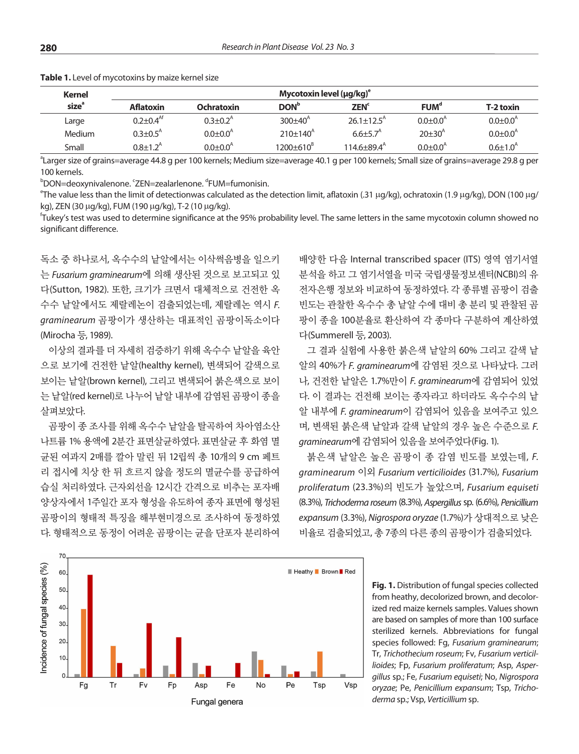**Table 1.** Level of mycotoxins by maize kernel size

| Kernel size[a] | Mycotoxin level (μg/kg)[e] | | | | | |
|---|---|---|---|---|---|---|
| | Aflatoxin | Ochratoxin | DON[b] | ZEN[c] | FUM[d] | T-2 toxin |
| Large | 0.2±0.4[Af] | 0.3±0.2[A] | 300±40[A] | 26.1±12.5[A] | 0.0±0.0[A] | 0.0±0.0[A] |
| Medium | 0.3±0.5[A] | 0.0±0.0[A] | 210±140[A] | 6.6±5.7[A] | 20±30[A] | 0.0±0.0[A] |
| Small | 0.8±1.2[A] | 0.0±0.0[A] | 1200±610[B] | 114.6±89.4[A] | 0.0±0.0[A] | 0.6±1.0[A] |

[a]Larger size of grains=average 44.8 g per 100 kernels; Medium size=average 40.1 g per 100 kernels; Small size of grains=average 29.8 g per 100 kernels.

[b]DON=deoxynivalenone. [c]ZEN=zealarlenone. [d]FUM=fumonisin.

[e]The value less than the limit of detectionwas calculated as the detection limit, aflatoxin (.31 μg/kg), ochratoxin (1.9 μg/kg), DON (100 μg/kg), ZEN (30 μg/kg), FUM (190 μg/kg), T-2 (10 μg/kg).

[f]Tukey's test was used to determine significance at the 95% probability level. The same letters in the same mycotoxin column showed no significant difference.

독소 중 하나로서, 옥수수의 낟알에서는 이삭썩음병을 일으키는 *Fusarium graminearum*에 의해 생산된 것으로 보고되고 있다(Sutton, 1982). 또한, 크기가 크면서 대체적으로 건전한 옥수수 낟알에서도 제랄레논이 검출되었는데, 제랄레논 역시 *F. graminearum* 곰팡이가 생산하는 대표적인 곰팡이독소이다(Mirocha 등, 1989).

이상의 결과를 더 자세히 검증하기 위해 옥수수 낟알을 육안으로 보기에 건전한 낟알(healthy kernel), 변색되어 갈색으로 보이는 낟알(brown kernel), 그리고 변색되어 붉은색으로 보이는 낟알(red kernel)로 나누어 낟알 내부에 감염된 곰팡이 종을 살펴보았다.

곰팡이 종 조사를 위해 옥수수 낟알을 탈곡하여 차아염소산나트륨 1% 용액에 2분간 표면살균하였다. 표면살균 후 화염 멸균된 여과지 2매를 깔아 말린 뒤 12립씩 총 10개의 9 cm 페트리 접시에 치상 한 뒤 흐르지 않을 정도의 멸균수를 공급하여 습실 처리하였다. 근자외선을 12시간 간격으로 비추는 포자배양자에서 1주일간 포자 형성을 유도하여 종자 표면에 형성된 곰팡이의 형태적 특징을 해부현미경으로 조사하여 동정하였다. 형태적으로 동정이 어려운 곰팡이는 균을 단포자 분리하여 배양한 다음 Internal transcribed spacer (ITS) 영역 염기서열 분석을 하고 그 염기서열을 미국 국립생물정보센터(NCBI)의 유전자은행 정보와 비교하여 동정하였다. 각 종류별 곰팡이 검출 빈도는 관찰한 옥수수 총 낟알 수에 대비 총 분리 및 관찰된 곰팡이 종을 100분율로 환산하여 각 종마다 구분하여 계산하였다(Summerell 등, 2003).

그 결과 실험에 사용한 붉은색 낟알의 60% 그리고 갈색 낟알의 40%가 *F. graminearum*에 감염된 것으로 나타났다. 그러나, 건전한 낟알은 1.7%만이 *F. graminearum*에 감염되어 있었다. 이 결과는 건전해 보이는 종자라고 하더라도 옥수수의 낟알 내부에 *F. graminearum*이 감염되어 있음을 보여주고 있으며, 변색된 붉은색 낟알과 갈색 낟알의 경우 높은 수준으로 *F. graminearum*에 감염되어 있음을 보여주었다(Fig. 1).

붉은색 낟알은 높은 곰팡이 종 감염 빈도를 보였는데, *F. graminearum* 이외 *Fusarium verticilioides* (31.7%), *Fusarium proliferatum* (23.3%)의 빈도가 높았으며, *Fusarium equiseti* (8.3%), *Trichoderma roseum* (8.3%), *Aspergillus* sp. (6.6%), *Penicillium expansum* (3.3%), *Nigrospora oryzae* (1.7%)가 상대적으로 낮은 비율로 검출되었고, 총 7종의 다른 종의 곰팡이가 검출되었다.

**Fig. 1.** Distribution of fungal species collected from heathy, decolorized brown, and decolorized red maize kernels samples. Values shown are based on samples of more than 100 surface sterilized kernels. Abbreviations for fungal species followed: Fg, *Fusarium graminearum*; Tr, *Trichothecium roseum*; Fv, *Fusarium verticillioides*; Fp, *Fusarium proliferatum*; Asp, *Aspergillus* sp.; Fe, *Fusarium equiseti*; No, *Nigrospora oryzae*; Pe, *Penicillium expansum*; Tsp, *Trichoderma* sp.; Vsp, *Verticillium* sp.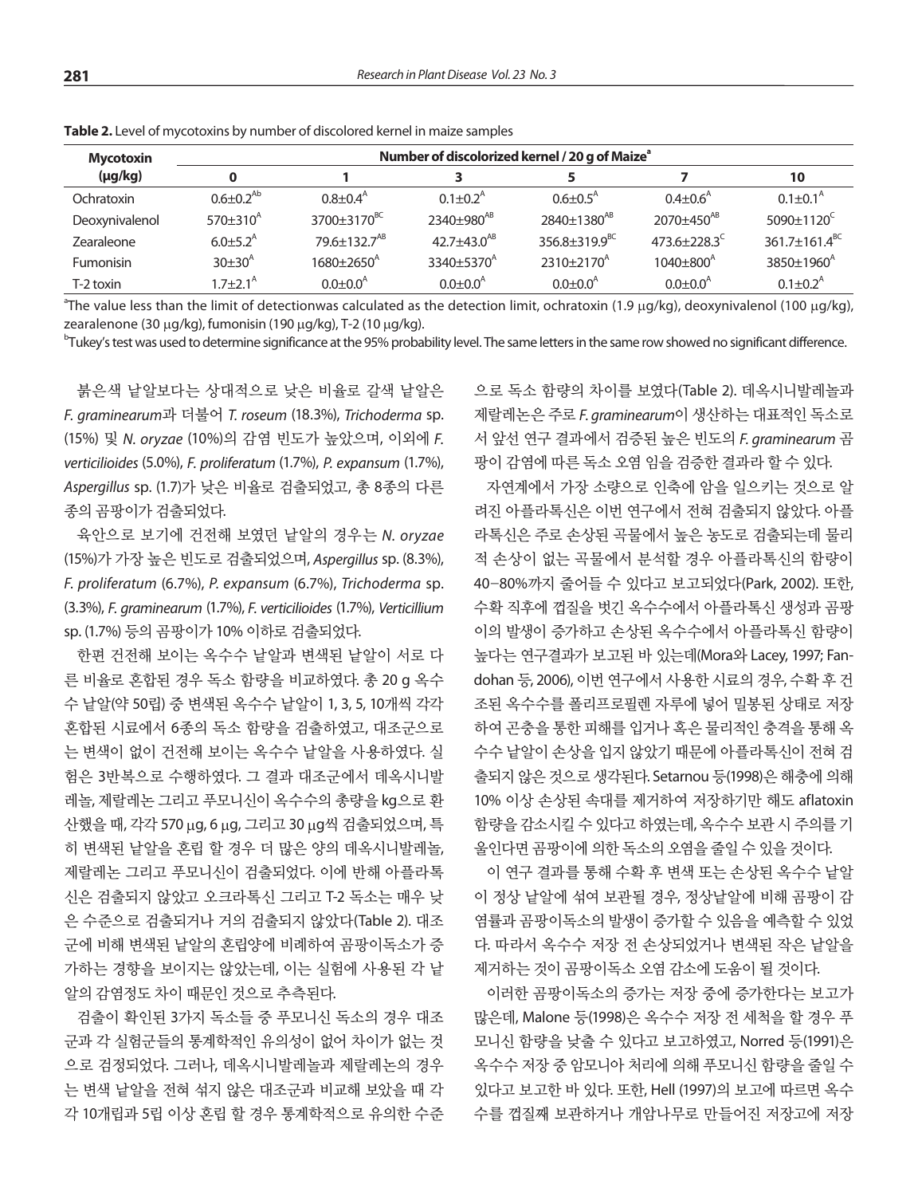**Table 2.** Level of mycotoxins by number of discolored kernel in maize samples

| Mycotoxin (μg/kg) | Number of discolorized kernel / 20 g of Maize[a] | | | | | |
|---|---|---|---|---|---|---|
| | 0 | 1 | 3 | 5 | 7 | 10 |
| Ochratoxin | 0.6±0.2[Ab] | 0.8±0.4[A] | 0.1±0.2[A] | 0.6±0.5[A] | 0.4±0.6[A] | 0.1±0.1[A] |
| Deoxynivalenol | 570±310[A] | 3700±3170[BC] | 2340±980[AB] | 2840±1380[AB] | 2070±450[AB] | 5090±1120[C] |
| Zearaleone | 6.0±5.2[A] | 79.6±132.7[AB] | 42.7±43.0[AB] | 356.8±319.9[BC] | 473.6±228.3[C] | 361.7±161.4[BC] |
| Fumonisin | 30±30[A] | 1680±2650[A] | 3340±5370[A] | 2310±2170[A] | 1040±800[A] | 3850±1960[A] |
| T-2 toxin | 1.7±2.1[A] | 0.0±0.0[A] | 0.0±0.0[A] | 0.0±0.0[A] | 0.0±0.0[A] | 0.1±0.2[A] |

[a]The value less than the limit of detectionwas calculated as the detection limit, ochratoxin (1.9 μg/kg), deoxynivalenol (100 μg/kg), zearalenone (30 μg/kg), fumonisin (190 μg/kg), T-2 (10 μg/kg).

[b]Tukey's test was used to determine significance at the 95% probability level. The same letters in the same row showed no significant difference.

붉은색 낟알보다는 상대적으로 낮은 비율로 갈색 낟알은 *F. graminearum*과 더불어 *T. roseum* (18.3%), *Trichoderma* sp. (15%) 및 *N. oryzae* (10%)의 감염 빈도가 높았으며, 이외에 *F. verticilioides* (5.0%), *F. proliferatum* (1.7%), *P. expansum* (1.7%), *Aspergillus* sp. (1.7)가 낮은 비율로 검출되었고, 총 8종의 다른 종의 곰팡이가 검출되었다.

육안으로 보기에 건전해 보였던 낟알의 경우는 *N. oryzae* (15%)가 가장 높은 빈도로 검출되었으며, *Aspergillus* sp. (8.3%), *F. proliferatum* (6.7%), *P. expansum* (6.7%), *Trichoderma* sp. (3.3%), *F. graminearum* (1.7%), *F. verticilioides* (1.7%), *Verticillium* sp. (1.7%) 등의 곰팡이가 10% 이하로 검출되었다.

한편 건전해 보이는 옥수수 낟알과 변색된 낟알이 서로 다른 비율로 혼합된 경우 독소 함량을 비교하였다. 총 20 g 옥수수 낟알(약 50립) 중 변색된 옥수수 낟알이 1, 3, 5, 10개씩 각각 혼합된 시료에서 6종의 독소 함량을 검출하였고, 대조군으로는 변색이 없이 건전해 보이는 옥수수 낟알을 사용하였다. 실험은 3반복으로 수행하였다. 그 결과 대조군에서 데옥시니발레놀, 제랄레논 그리고 푸모니신이 옥수수의 총량을 kg으로 환산했을 때, 각각 570 μg, 6 μg, 그리고 30 μg씩 검출되었으며, 특히 변색된 낟알을 혼입 할 경우 더 많은 양의 데옥시니발레놀, 제랄레논 그리고 푸모니신이 검출되었다. 이에 반해 아플라톡신은 검출되지 않았고 오크라톡신 그리고 T-2 독소는 매우 낮은 수준으로 검출되거나 거의 검출되지 않았다(Table 2). 대조군에 비해 변색된 낟알의 혼입양에 비례하여 곰팡이독소가 증가하는 경향을 보이지는 않았는데, 이는 실험에 사용된 각 낟알의 감염정도 차이 때문인 것으로 추측된다.

검출이 확인된 3가지 독소들 중 푸모니신 독소의 경우 대조군과 각 실험군들의 통계학적인 유의성이 없어 차이가 없는 것으로 검정되었다. 그러나, 데옥시니발레놀과 제랄레논의 경우는 변색 낟알을 전혀 섞지 않은 대조군과 비교해 보았을 때 각각 10개립과 5립 이상 혼합 할 경우 통계학적으로 유의한 수준으로 독소 함량의 차이를 보였다(Table 2). 데옥시니발레놀과 제랄레논은 주로 *F. graminearum*이 생산하는 대표적인 독소로서 앞선 연구 결과에서 검증된 높은 빈도의 *F. graminearum* 곰팡이 감염에 따른 독소 오염 임을 검증한 결과라 할 수 있다.

자연계에서 가장 소량으로 인축에 암을 일으키는 것으로 알려진 아플라톡신은 이번 연구에서 전혀 검출되지 않았다. 아플라톡신은 주로 손상된 곡물에서 높은 농도로 검출되는데 물리적 손상이 없는 곡물에서 분석할 경우 아플라톡신의 함량이 40−80%까지 줄어들 수 있다고 보고되었다(Park, 2002). 또한, 수확 직후에 껍질을 벗긴 옥수수에서 아플라톡신 생성과 곰팡이의 발생이 증가하고 손상된 옥수수에서 아플라톡신 함량이 높다는 연구결과가 보고된 바 있는데(Mora와 Lacey, 1997; Fandohan 등, 2006), 이번 연구에서 사용한 시료의 경우, 수확 후 건조된 옥수수를 폴리프로필렌 자루에 넣어 밀봉된 상태로 저장하여 곤충을 통한 피해를 입거나 혹은 물리적인 충격을 통해 옥수수 낟알이 손상을 입지 않았기 때문에 아플라톡신이 전혀 검출되지 않은 것으로 생각된다. Setarnou 등(1998)은 해충에 의해 10% 이상 손상된 속대를 제거하여 저장하기만 해도 aflatoxin 함량을 감소시킬 수 있다고 하였는데, 옥수수 보관 시 주의를 기울인다면 곰팡이에 의한 독소의 오염을 줄일 수 있을 것이다.

이 연구 결과를 통해 수확 후 변색 또는 손상된 옥수수 낟알이 정상 낟알에 섞여 보관될 경우, 정상낟알에 비해 곰팡이 감염률과 곰팡이독소의 발생이 증가할 수 있음을 예측할 수 있었다. 따라서 옥수수 저장 전 손상되었거나 변색된 작은 낟알을 제거하는 것이 곰팡이독소 오염 감소에 도움이 될 것이다.

이러한 곰팡이독소의 증가는 저장 중에 증가한다는 보고가 많은데, Malone 등(1998)은 옥수수 저장 전 세척을 할 경우 푸모니신 함량을 낮출 수 있다고 보고하였고, Norred 등(1991)은 옥수수 저장 중 암모니아 처리에 의해 푸모니신 함량을 줄일 수 있다고 보고한 바 있다. 또한, Hell (1997)의 보고에 따르면 옥수수를 껍질째 보관하거나 개암나무로 만들어진 저장고에 저장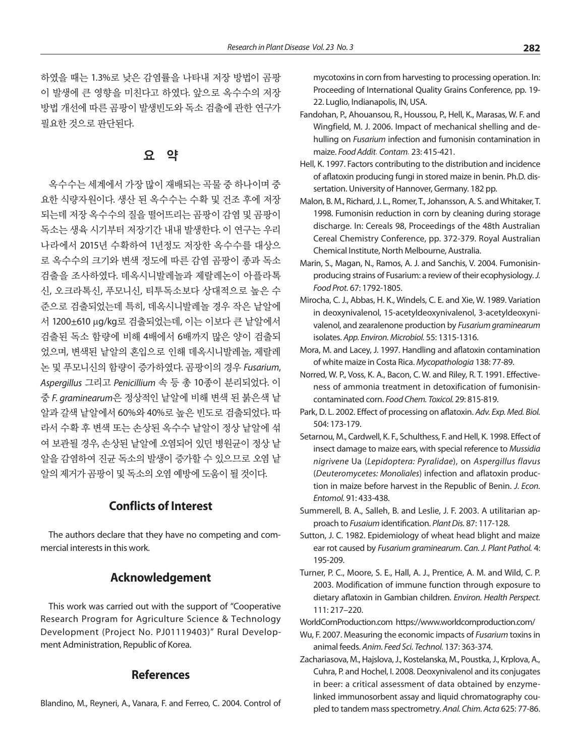하였을 때는 1.3%로 낮은 감염률을 나타내 저장 방법이 곰팡이 발생에 큰 영향을 미친다고 하였다. 앞으로 옥수수의 저장 방법 개선에 따른 곰팡이 발생빈도와 독소 검출에 관한 연구가 필요한 것으로 판단된다.

## 요 약

옥수수는 세계에서 가장 많이 재배되는 곡물 중 하나이며 중요한 식량자원이다. 생산 된 옥수수는 수확 및 건조 후에 저장되는데 저장 옥수수의 질을 떨어뜨리는 곰팡이 감염 및 곰팡이 독소는 생육 시기부터 저장기간 내내 발생한다. 이 연구는 우리나라에서 2015년 수확하여 1년정도 저장한 옥수수를 대상으로 옥수수의 크기와 변색 정도에 따른 감염 곰팡이 종과 독소 검출을 조사하였다. 데옥시니발레놀과 제랄레논이 아플라톡신, 오크라톡신, 푸모니신, 티투독소보다 상대적으로 높은 수준으로 검출되었는데 특히, 데옥시니발레놀 경우 작은 낱알에서 1200±610 μg/kg로 검출되었는데, 이는 이보다 큰 낱알에서 검출된 독소 함량에 비해 4배에서 6배까지 많은 양이 검출되었으며, 변색된 낱알의 혼입으로 인해 데옥시니발레놀, 제랄레논 및 푸모니신의 함량이 증가하였다. 곰팡이의 경우 *Fusarium*, *Aspergillus* 그리고 *Penicillium* 속 등 총 10종이 분리되었다. 이 중 *F. graminearum*은 정상적인 낱알에 비해 변색 된 붉은색 낱알과 갈색 낱알에서 60%와 40%로 높은 빈도로 검출되었다. 따라서 수확 후 변색 또는 손상된 옥수수 낱알이 정상 낱알에 섞여 보관될 경우, 손상된 낱알에 오염되어 있던 병원균이 정상 낱알을 감염하여 진균 독소의 발생이 증가할 수 있으므로 오염 낱알의 제거가 곰팡이 및 독소의 오염 예방에 도움이 될 것이다.

## Conflicts of Interest

The authors declare that they have no competing and commercial interests in this work.

## Acknowledgement

This work was carried out with the support of "Cooperative Research Program for Agriculture Science & Technology Development (Project No. PJ01119403)" Rural Development Administration, Republic of Korea.

## References

Blandino, M., Reyneri, A., Vanara, F. and Ferreo, C. 2004. Control of mycotoxins in corn from harvesting to processing operation. In: Proceeding of International Quality Grains Conference, pp. 19-22. Luglio, Indianapolis, IN, USA.

Fandohan, P., Ahouansou, R., Houssou, P., Hell, K., Marasas, W. F. and Wingfield, M. J. 2006. Impact of mechanical shelling and dehulling on *Fusarium* infection and fumonisin contamination in maize. *Food Addit. Contam.* 23: 415-421.

Hell, K. 1997. Factors contributing to the distribution and incidence of aflatoxin producing fungi in stored maize in benin. Ph.D. dissertation. University of Hannover, Germany. 182 pp.

Malon, B. M., Richard, J. L., Romer, T., Johansson, A. S. and Whitaker, T. 1998. Fumonisin reduction in corn by cleaning during storage discharge. In: Cereals 98, Proceedings of the 48th Australian Cereal Chemistry Conference, pp. 372-379. Royal Australian Chemical Institute, North Melbourne, Australia.

Marin, S., Magan, N., Ramos, A. J. and Sanchis, V. 2004. Fumonisin-producing strains of Fusarium: a review of their ecophysiology. *J. Food Prot.* 67: 1792-1805.

Mirocha, C. J., Abbas, H. K., Windels, C. E. and Xie, W. 1989. Variation in deoxynivalenol, 15-acetyldeoxynivalenol, 3-acetyldeoxynivalenol, and zearalenone production by *Fusarium graminearum* isolates. *App. Environ. Microbiol.* 55: 1315-1316.

Mora, M. and Lacey, J. 1997. Handling and aflatoxin contamination of white maize in Costa Rica. *Mycopathologia* 138: 77-89.

Norred, W. P., Voss, K. A., Bacon, C. W. and Riley, R. T. 1991. Effectiveness of ammonia treatment in detoxification of fumonisin-contaminated corn. *Food Chem. Toxicol.* 29: 815-819.

Park, D. L. 2002. Effect of processing on aflatoxin. *Adv. Exp. Med. Biol.* 504: 173-179.

Setarnou, M., Cardwell, K. F., Schulthess, F. and Hell, K. 1998. Effect of insect damage to maize ears, with special reference to *Mussidia nigrivene* Ua (*Lepidoptera: Pyralidae*), on *Aspergillus flavus* (*Deuteromycetes: Monoliales*) infection and aflatoxin production in maize before harvest in the Republic of Benin. *J. Econ. Entomol.* 91: 433-438.

Summerell, B. A., Salleh, B. and Leslie, J. F. 2003. A utilitarian approach to *Fusaium* identification. *Plant Dis.* 87: 117-128.

Sutton, J. C. 1982. Epidemiology of wheat head blight and maize ear rot caused by *Fusarium graminearum*. *Can. J. Plant Pathol.* 4: 195-209.

Turner, P. C., Moore, S. E., Hall, A. J., Prentice, A. M. and Wild, C. P. 2003. Modification of immune function through exposure to dietary aflatoxin in Gambian children. *Environ. Health Perspect.* 111: 217–220.

WorldCornProduction.com https://www.worldcornproduction.com/

Wu, F. 2007. Measuring the economic impacts of *Fusarium* toxins in animal feeds. *Anim. Feed Sci. Technol.* 137: 363-374.

Zachariasova, M., Hajslova, J., Kostelanska, M., Poustka, J., Krplova, A., Cuhra, P. and Hochel, I. 2008. Deoxynivalenol and its conjugates in beer: a critical assessment of data obtained by enzyme-linked immunosorbent assay and liquid chromatography coupled to tandem mass spectrometry. *Anal. Chim. Acta* 625: 77-86.